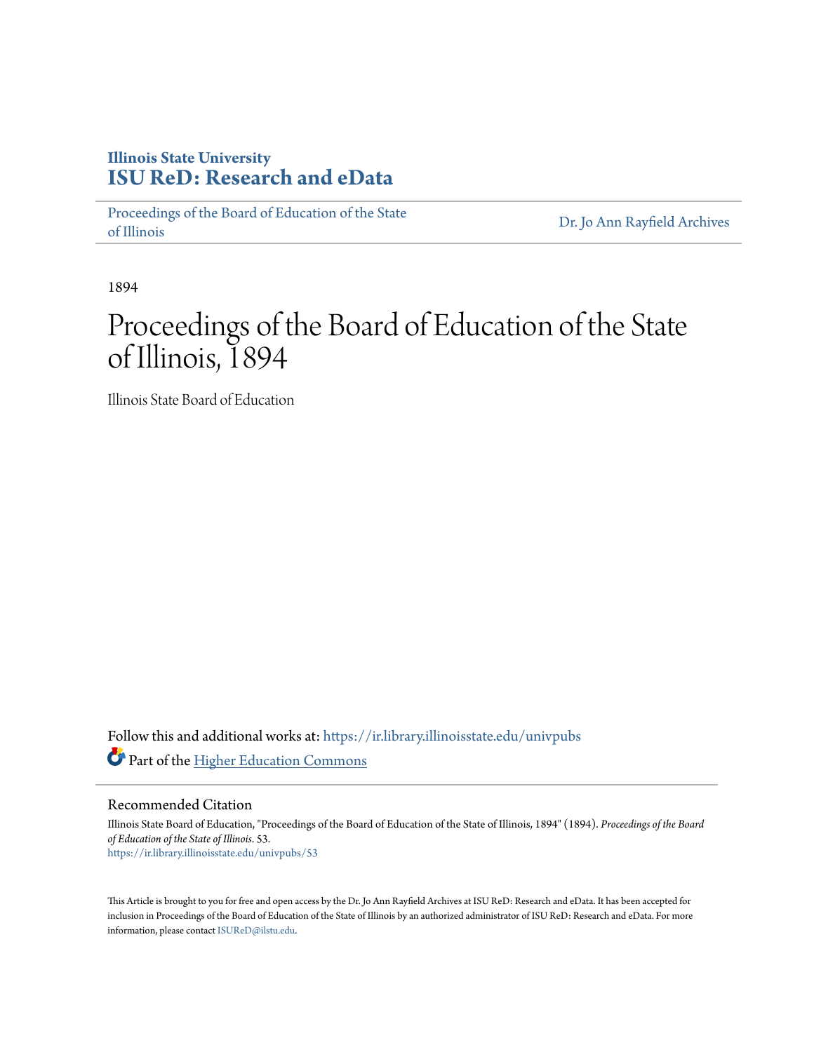**Illinois State University**
**ISU ReD: Research and eData**

Proceedings of the Board of Education of the State of Illinois | Dr. Jo Ann Rayfield Archives

1894

# Proceedings of the Board of Education of the State of Illinois, 1894

Illinois State Board of Education

Follow this and additional works at: https://ir.library.illinoisstate.edu/univpubs

Part of the Higher Education Commons

## Recommended Citation

Illinois State Board of Education, "Proceedings of the Board of Education of the State of Illinois, 1894" (1894). *Proceedings of the Board of Education of the State of Illinois*. 53.
https://ir.library.illinoisstate.edu/univpubs/53

This Article is brought to you for free and open access by the Dr. Jo Ann Rayfield Archives at ISU ReD: Research and eData. It has been accepted for inclusion in Proceedings of the Board of Education of the State of Illinois by an authorized administrator of ISU ReD: Research and eData. For more information, please contact ISUReD@ilstu.edu.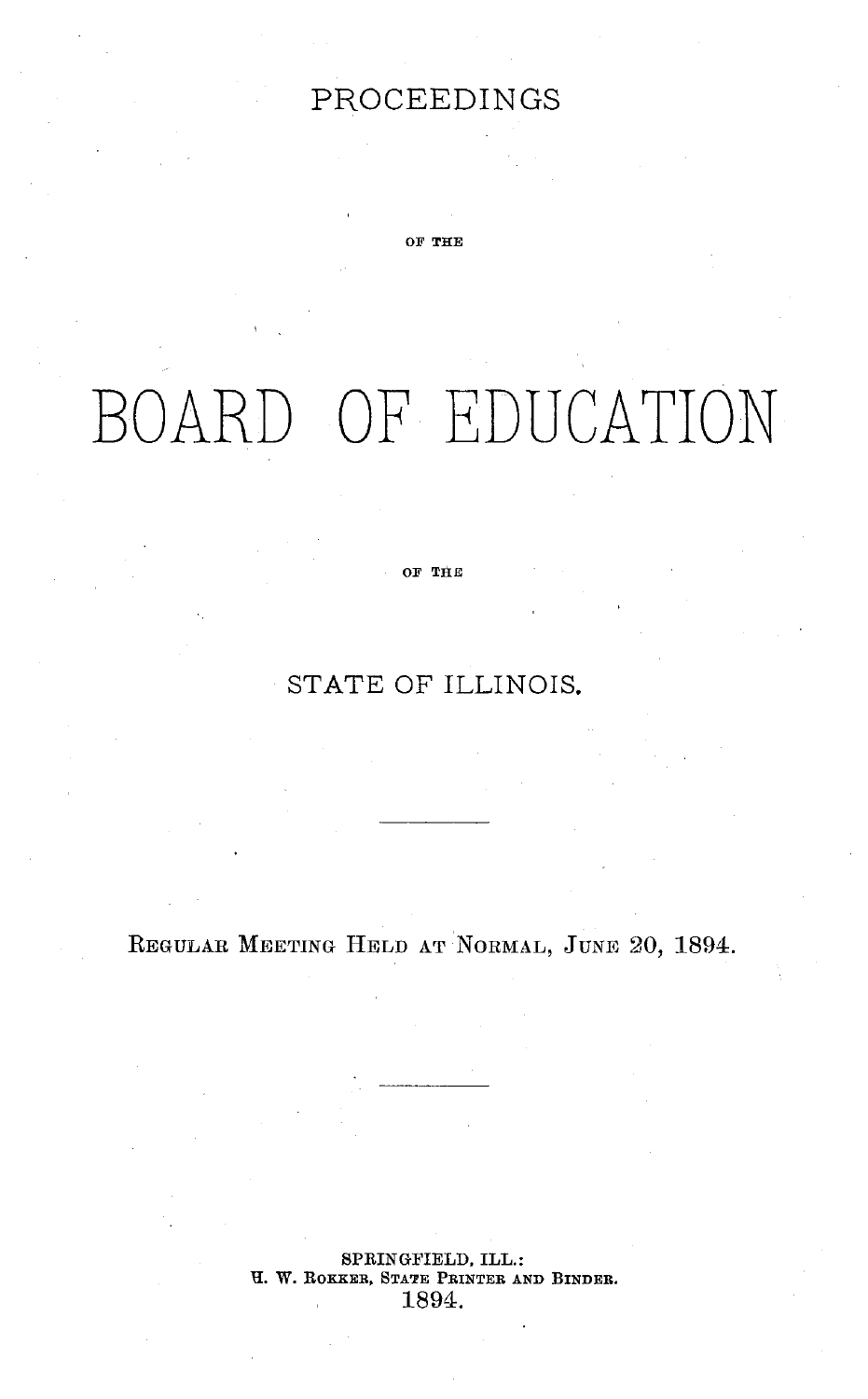# PROCEEDINGS

OF THE

# BOARD OF EDUCATION

OF THE

## STATE OF ILLINOIS.

---

REGULAR MEETING HELD AT NORMAL, JUNE 20, 1894.

---

SPRINGFIELD, ILL.:
H. W. ROKKER, STATE PRINTER AND BINDER.
1894.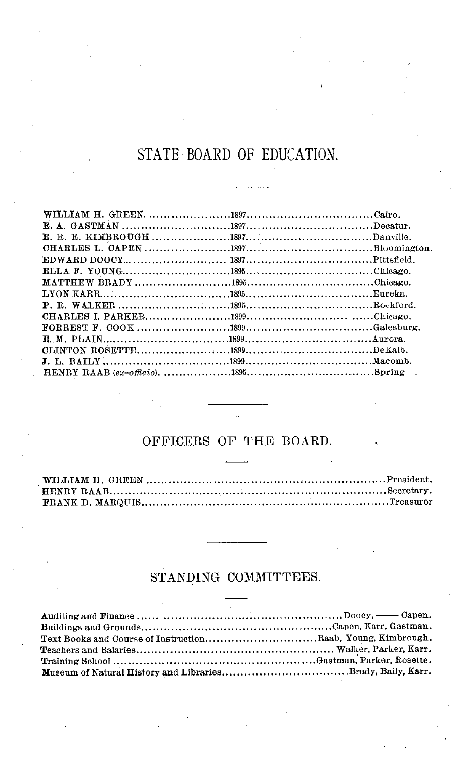# STATE BOARD OF EDUCATION.

| | | |
|---|---|---|
| WILLIAM H. GREEN | 1897 | Cairo. |
| E. A. GASTMAN | 1897 | Decatur. |
| E. R. E. KIMBROUGH | 1897 | Danville. |
| CHARLES L. CAPEN | 1897 | Bloomington. |
| EDWARD DOOCY | 1897 | Pittsfield. |
| ELLA F. YOUNG | 1895 | Chicago. |
| MATTHEW BRADY | 1895 | Chicago. |
| LYON KARR | 1895 | Eureka. |
| P. R. WALKER | 1895 | Rockford. |
| CHARLES I. PARKER | 1899 | Chicago. |
| FORREST F. COOK | 1899 | Galesburg. |
| E. M. PLAIN | 1899 | Aurora. |
| CLINTON ROSETTE | 1899 | DeKalb. |
| J. L. BAILY | 1899 | Macomb. |
| HENRY RAAB (*ex-officio*) | 1895 | Spring |

## OFFICERS OF THE BOARD.

| | |
|---|---|
| WILLIAM H. GREEN | President. |
| HENRY RAAB | Secretary. |
| FRANK D. MARQUIS | Treasurer |

## STANDING COMMITTEES.

| | |
|---|---|
| Auditing and Finance | Doocy, —— Capen. |
| Buildings and Grounds | Capen, Karr, Gastman. |
| Text Books and Course of Instruction | Raab, Young, Kimbrough. |
| Teachers and Salaries | Walker, Parker, Karr. |
| Training School | Gastman, Parker, Rosette. |
| Museum of Natural History and Libraries | Brady, Baily, Karr. |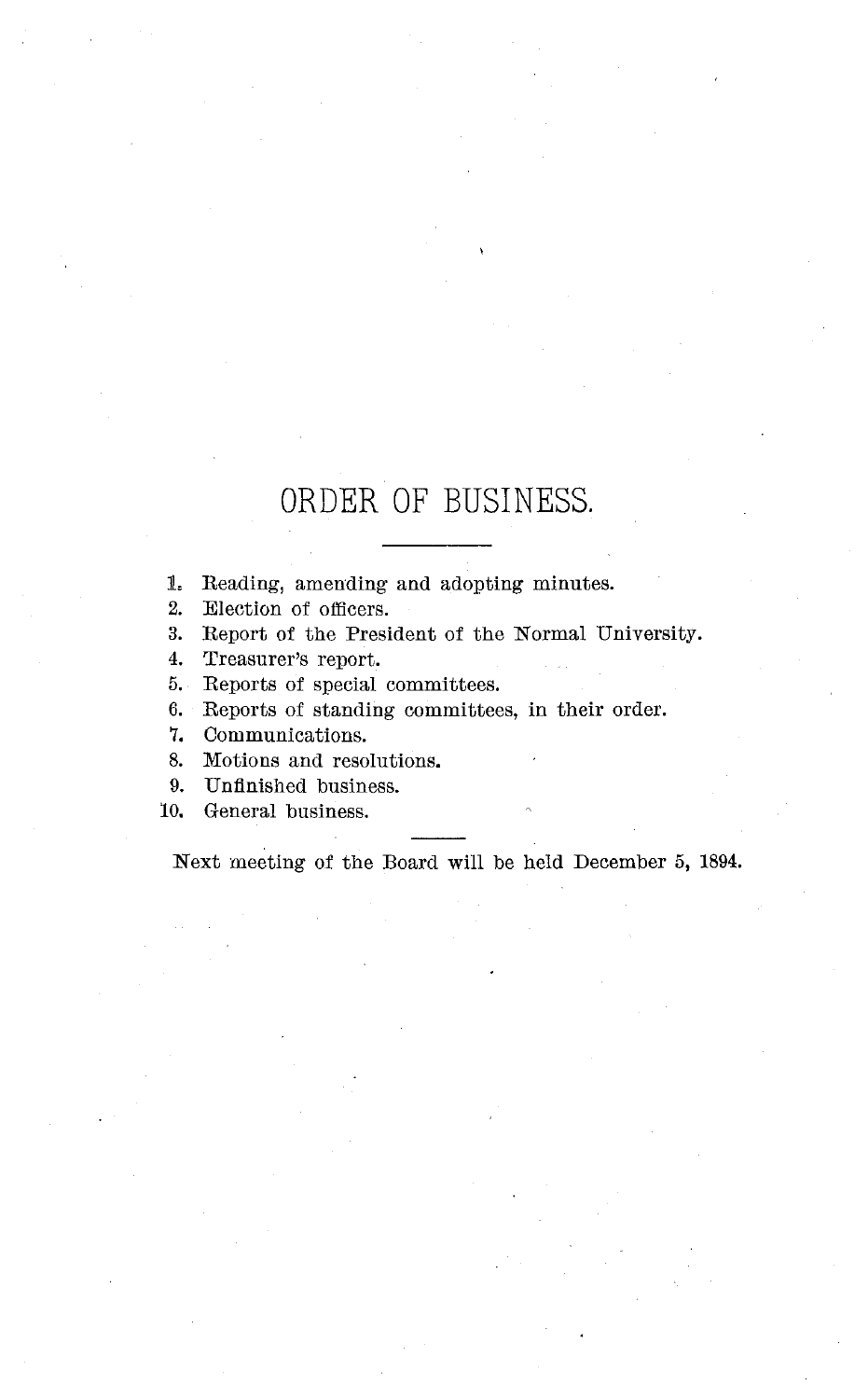# ORDER OF BUSINESS.

1. Reading, amending and adopting minutes.
2. Election of officers.
3. Report of the President of the Normal University.
4. Treasurer's report.
5. Reports of special committees.
6. Reports of standing committees, in their order.
7. Communications.
8. Motions and resolutions.
9. Unfinished business.
10. General business.

---

Next meeting of the Board will be held December 5, 1894.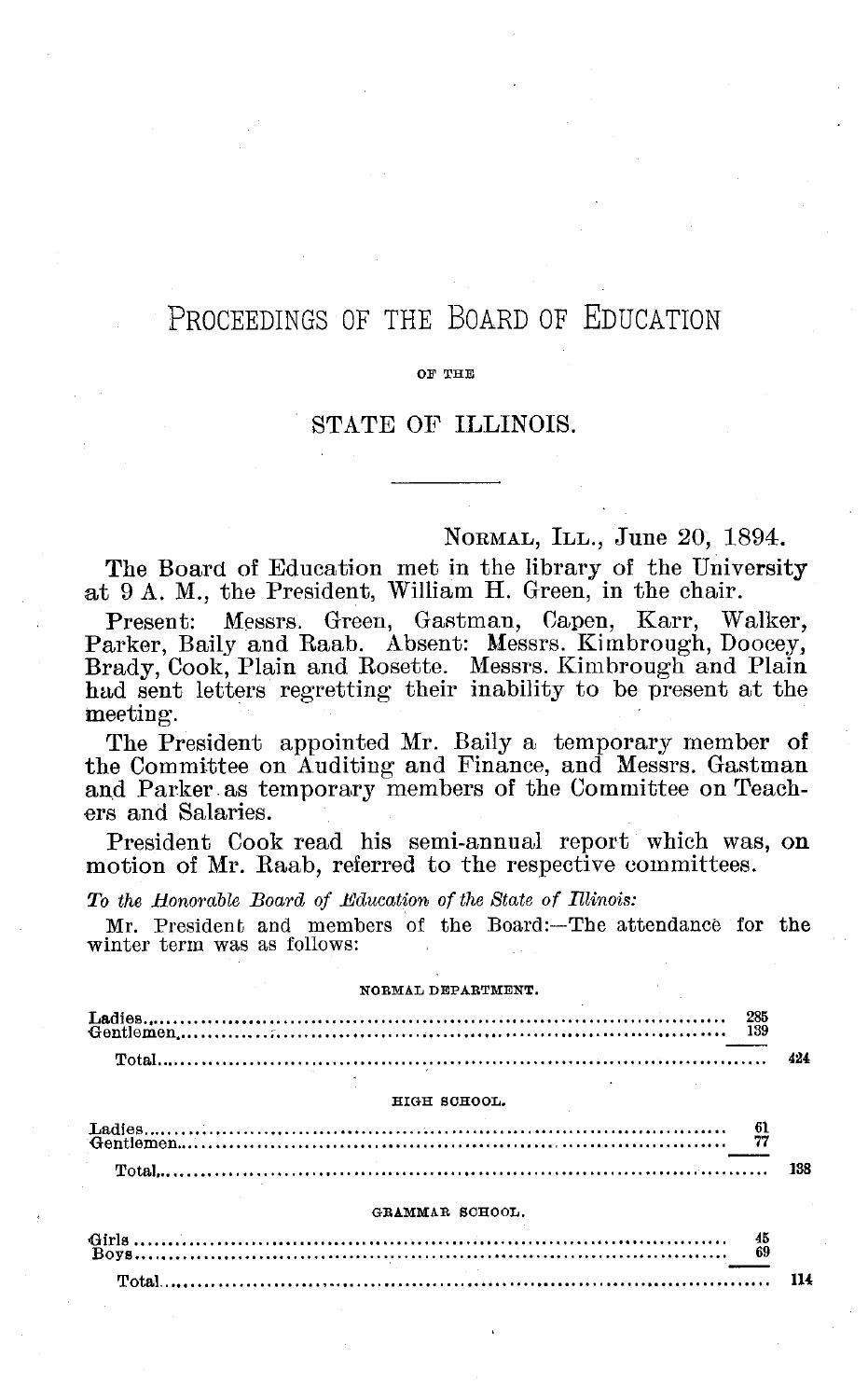# PROCEEDINGS OF THE BOARD OF EDUCATION

OF THE

## STATE OF ILLINOIS.

---

NORMAL, ILL., June 20, 1894.

The Board of Education met in the library of the University at 9 A. M., the President, William H. Green, in the chair.

Present: Messrs. Green, Gastman, Capen, Karr, Walker, Parker, Baily and Raab. Absent: Messrs. Kimbrough, Doocey, Brady, Cook, Plain and Rosette. Messrs. Kimbrough and Plain had sent letters regretting their inability to be present at the meeting.

The President appointed Mr. Baily a temporary member of the Committee on Auditing and Finance, and Messrs. Gastman and Parker as temporary members of the Committee on Teachers and Salaries.

President Cook read his semi-annual report which was, on motion of Mr. Raab, referred to the respective committees.

*To the Honorable Board of Education of the State of Illinois:*

Mr. President and members of the Board:—The attendance for the winter term was as follows:

NORMAL DEPARTMENT.

| | | |
|---|---|---|
| Ladies | 285 | |
| Gentlemen | 139 | |
| Total | | 424 |

HIGH SCHOOL.

| | | |
|---|---|---|
| Ladies | 61 | |
| Gentlemen | 77 | |
| Total | | 138 |

GRAMMAR SCHOOL.

| | | |
|---|---|---|
| Girls | 45 | |
| Boys | 69 | |
| Total | | 114 |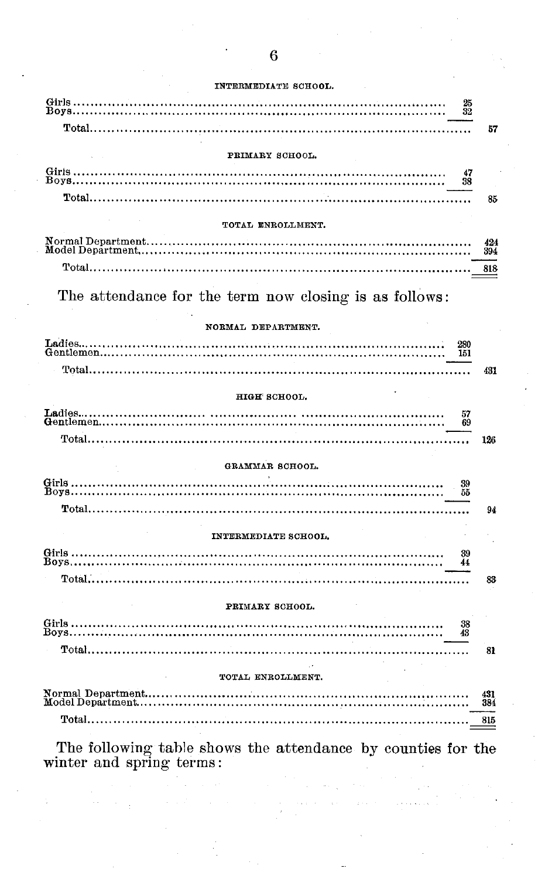#### INTERMEDIATE SCHOOL.

| | | |
|---|---|---|
| Girls | 25 | |
| Boys | 32 | |
| Total | | 57 |

#### PRIMARY SCHOOL.

| | | |
|---|---|---|
| Girls | 47 | |
| Boys | 38 | |
| Total | | 85 |

#### TOTAL ENROLLMENT.

| | |
|---|---|
| Normal Department | 424 |
| Model Department | 394 |
| Total | 818 |

The attendance for the term now closing is as follows:

#### NORMAL DEPARTMENT.

| | | |
|---|---|---|
| Ladies | 280 | |
| Gentlemen | 151 | |
| Total | | 431 |

#### HIGH SCHOOL.

| | | |
|---|---|---|
| Ladies | 57 | |
| Gentlemen | 69 | |
| Total | | 126 |

#### GRAMMAR SCHOOL.

| | | |
|---|---|---|
| Girls | 39 | |
| Boys | 55 | |
| Total | | 94 |

#### INTERMEDIATE SCHOOL.

| | | |
|---|---|---|
| Girls | 39 | |
| Boys | 44 | |
| Total | | 83 |

#### PRIMARY SCHOOL.

| | | |
|---|---|---|
| Girls | 38 | |
| Boys | 43 | |
| Total | | 81 |

#### TOTAL ENROLLMENT.

| | |
|---|---|
| Normal Department | 431 |
| Model Department | 384 |
| Total | 815 |

The following table shows the attendance by counties for the winter and spring terms: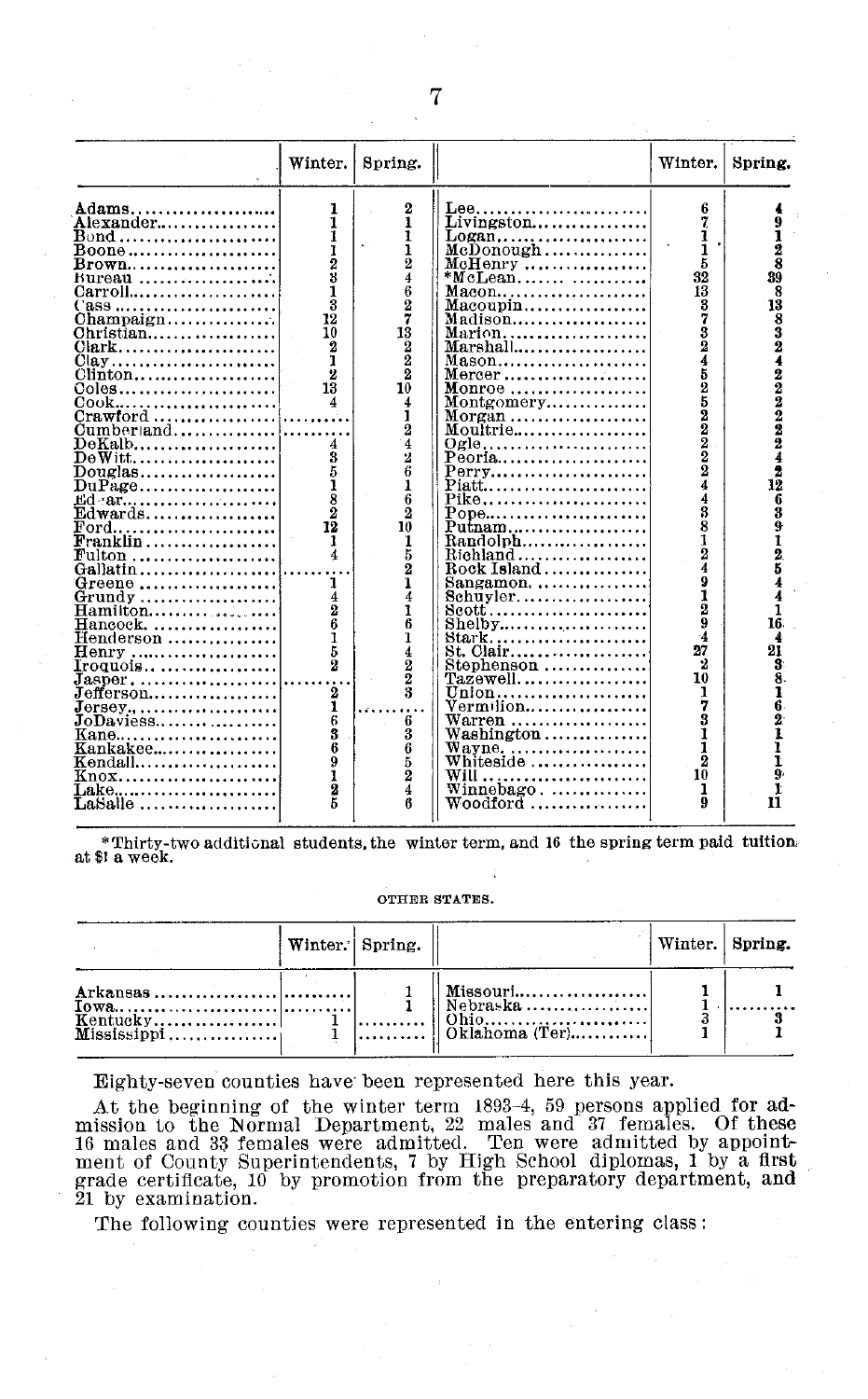| | Winter. | Spring. | | Winter. | Spring. |
|---|---|---|---|---|---|
| Adams | 1 | 2 | Lee | 6 | 4 |
| Alexander | 1 | 1 | Livingston | 7 | 9 |
| Bond | 1 | 1 | Logan | 1 | 1 |
| Boone | 1 | 1 | McDonough | 1 | 2 |
| Brown | 2 | 2 | McHenry | 5 | 8 |
| Bureau | 3 | 4 | *McLean | 32 | 39 |
| Carroll | 1 | 6 | Macon | 13 | 8 |
| Cass | 3 | 2 | Macoupin | 3 | 13 |
| Champaign | 12 | 7 | Madison | 7 | 8 |
| Christian | 10 | 13 | Marion | 3 | 3 |
| Clark | 2 | 2 | Marshall | 2 | 2 |
| Clay | 1 | 2 | Mason | 4 | 4 |
| Clinton | 2 | 2 | Mercer | 5 | 2 |
| Coles | 13 | 10 | Monroe | 2 | 2 |
| Cook | 4 | 4 | Montgomery | 5 | 2 |
| Crawford | .......... | 1 | Morgan | 2 | 2 |
| Cumberland | .......... | 2 | Moultrie | 2 | 2 |
| DeKalb | 4 | 4 | Ogle | 2 | 2 |
| DeWitt | 3 | 2 | Peoria | 2 | 4 |
| Douglas | 5 | 6 | Perry | 2 | 2 |
| DuPage | 1 | 1 | Piatt | 4 | 12 |
| Edgar | 8 | 6 | Pike | 4 | 6 |
| Edwards | 2 | 2 | Pope | 3 | 3 |
| Ford | 12 | 10 | Putnam | 8 | 9 |
| Franklin | 1 | 1 | Randolph | 1 | 1 |
| Fulton | 4 | 5 | Richland | 2 | 2 |
| Gallatin | .......... | 2 | Rock Island | 4 | 5 |
| Greene | 1 | 1 | Sangamon | 9 | 4 |
| Grundy | 4 | 4 | Schuyler | 1 | 4 |
| Hamilton | 2 | 1 | Scott | 2 | 1 |
| Hancock | 6 | 6 | Shelby | 9 | 16 |
| Henderson | 1 | 1 | Stark | 4 | 4 |
| Henry | 5 | 4 | St. Clair | 27 | 21 |
| Iroquois | 2 | 2 | Stephenson | 2 | 3 |
| Jasper | .......... | 2 | Tazewell | 10 | 8 |
| Jefferson | 2 | 3 | Union | 1 | 1 |
| Jersey | 1 | .......... | Vermilion | 7 | 6 |
| JoDaviess | 6 | 6 | Warren | 3 | 2 |
| Kane | 3 | 3 | Washington | 1 | 1 |
| Kankakee | 6 | 6 | Wayne | 1 | 1 |
| Kendall | 9 | 5 | Whiteside | 2 | 1 |
| Knox | 1 | 2 | Will | 10 | 9 |
| Lake | 2 | 4 | Winnebago | 1 | 1 |
| LaSalle | 5 | 6 | Woodford | 9 | 11 |

*Thirty-two additional students, the winter term, and 16 the spring term paid tuition at $1 a week.

OTHER STATES.

| | Winter. | Spring. | | Winter. | Spring. |
|---|---|---|---|---|---|
| Arkansas | .......... | 1 | Missouri | 1 | 1 |
| Iowa | .......... | 1 | Nebraska | 1 | .......... |
| Kentucky | 1 | .......... | Ohio | 3 | 3 |
| Mississippi | 1 | .......... | Oklahoma (Ter) | 1 | 1 |

Eighty-seven counties have been represented here this year.

At the beginning of the winter term 1893–4, 59 persons applied for admission to the Normal Department, 22 males and 37 females. Of these 16 males and 33 females were admitted. Ten were admitted by appointment of County Superintendents, 7 by High School diplomas, 1 by a first grade certificate, 10 by promotion from the preparatory department, and 21 by examination.

The following counties were represented in the entering class: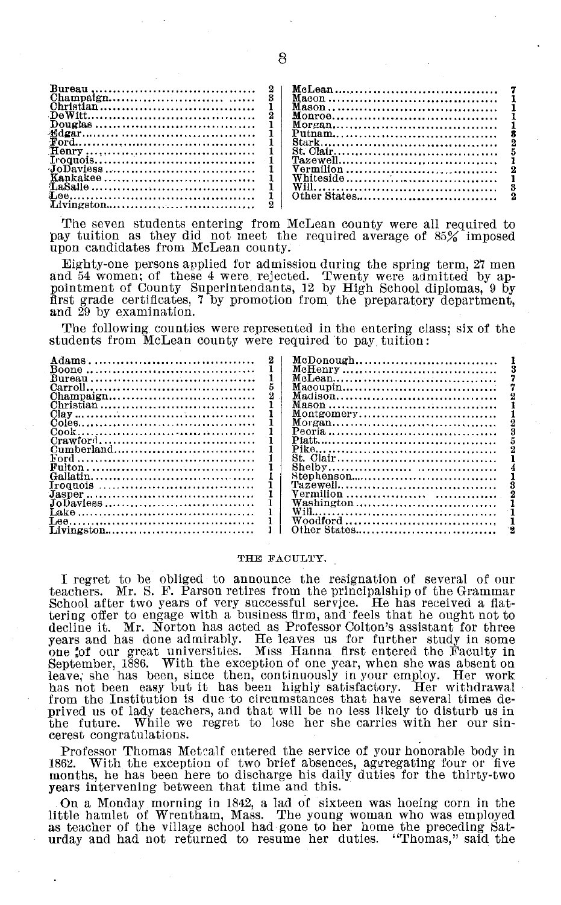| | | | |
|---|---|---|---|
| Bureau | 2 | McLean | 7 |
| Champaign | 3 | Macon | 1 |
| Christian | 1 | Mason | 1 |
| DeWitt | 2 | Monroe | 1 |
| Douglas | 1 | Morgan | 1 |
| Edgar | 1 | Putnam | 3 |
| Ford | 1 | Stark | 2 |
| Henry | 1 | St. Clair | 5 |
| Iroquois | 1 | Tazewell | 1 |
| JoDaviess | 1 | Vermilion | 2 |
| Kankakee | 1 | Whiteside | 1 |
| LaSalle | 1 | Will | 3 |
| Lee | 1 | Other States | 2 |
| Livingston | 2 | | |

The seven students entering from McLean county were all required to pay tuition as they did not meet the required average of 85% imposed upon candidates from McLean county.

Eighty-one persons applied for admission during the spring term, 27 men and 54 women; of these 4 were rejected. Twenty were admitted by appointment of County Superintendants, 12 by High School diplomas, 9 by first grade certificates, 7 by promotion from the preparatory department, and 29 by examination.

The following counties were represented in the entering class; six of the students from McLean county were required to pay tuition:

| | | | |
|---|---|---|---|
| Adams | 2 | McDonough | 1 |
| Boone | 1 | McHenry | 3 |
| Bureau | 1 | McLean | 7 |
| Carroll | 5 | Macoupin | 7 |
| Champaign | 2 | Madison | 2 |
| Christian | 1 | Mason | 1 |
| Clay | 1 | Montgomery | 1 |
| Coles | 1 | Morgan | 2 |
| Cook | 1 | Peoria | 3 |
| Crawford | 1 | Piatt | 5 |
| Cumberland | 1 | Pike | 2 |
| Ford | 1 | St. Clair | 1 |
| Fulton | 1 | Shelby | 4 |
| Gallatin | 1 | Stephenson | 1 |
| Iroquois | 1 | Tazewell | 3 |
| Jasper | 1 | Vermilion | 2 |
| JoDaviess | 1 | Washington | 1 |
| Lake | 1 | Will | 1 |
| Lee | 1 | Woodford | 1 |
| Livingston | 1 | Other States | 2 |

## THE FACULTY.

I regret to be obliged to announce the resignation of several of our teachers. Mr. S. F. Parson retires from the principalship of the Grammar School after two years of very successful service. He has received a flattering offer to engage with a business firm, and feels that he ought not to decline it. Mr. Norton has acted as Professor Colton's assistant for three years and has done admirably. He leaves us for further study in some one of our great universities. Miss Hanna first entered the Faculty in September, 1886. With the exception of one year, when she was absent on leave, she has been, since then, continuously in your employ. Her work has not been easy but it has been highly satisfactory. Her withdrawal from the Institution is due to circumstances that have several times deprived us of lady teachers, and that will be no less likely to disturb us in the future. While we regret to lose her she carries with her our sincerest congratulations.

Professor Thomas Metcalf entered the service of your honorable body in 1862. With the exception of two brief absences, aggregating four or five months, he has been here to discharge his daily duties for the thirty-two years intervening between that time and this.

On a Monday morning in 1842, a lad of sixteen was hoeing corn in the little hamlet of Wrentham, Mass. The young woman who was employed as teacher of the village school had gone to her home the preceding Saturday and had not returned to resume her duties. "Thomas," said the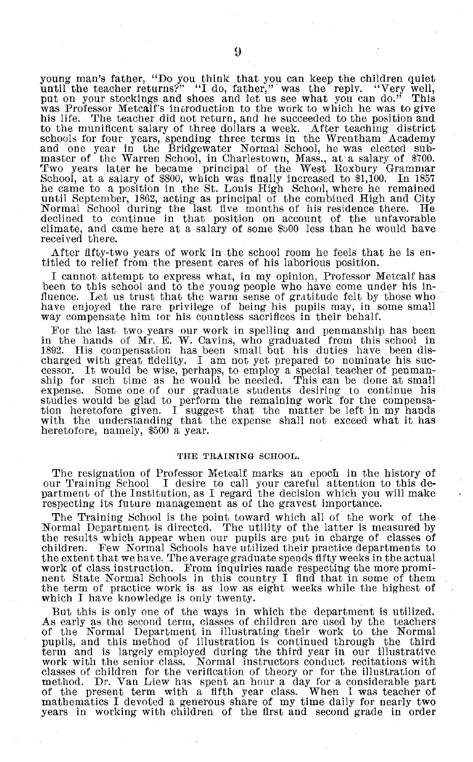young man's father, "Do you think that you can keep the children quiet until the teacher returns?" "I do, father," was the reply. "Very well, put on your stockings and shoes and let us see what you can do." This was Professor Metcalf's introduction to the work to which he was to give his life. The teacher did not return, and he succeeded to the position and to the munificent salary of three dollars a week. After teaching district schools for four years, spending three terms in the Wrentham Academy and one year in the Bridgewater Normal School, he was elected submaster of the Warren School, in Charlestown, Mass., at a salary of $700. Two years later he became principal of the West Roxbury Grammar School, at a salary of $800, which was finally increased to $1,100. In 1857 he came to a position in the St. Louis High School, where he remained until September, 1862, acting as principal of the combined High and City Normal School during the last five months of his residence there. He declined to continue in that position on account of the unfavorable climate, and came here at a salary of some $500 less than he would have received there.

After fifty-two years of work in the school room he feels that he is entitled to relief from the present cares of his laborious position.

I cannot attempt to express what, in my opinion, Professor Metcalf has been to this school and to the young people who have come under his influence. Let us trust that the warm sense of gratitude felt by those who have enjoyed the rare privilege of being his pupils may, in some small way compensate him for his countless sacrifices in their behalf.

For the last two years our work in spelling and penmanship has been in the hands of Mr. E. W. Cavins, who graduated from this school in 1892. His compensation has been small but his duties have been discharged with great fidelity. I am not yet prepared to nominate his successor. It would be wise, perhaps, to employ a special teacher of penmanship for such time as he would be needed. This can be done at small expense. Some one of our graduate students desiring to continue his studies would be glad to perform the remaining work for the compensation heretofore given. I suggest that the matter be left in my hands with the understanding that the expense shall not exceed what it has heretofore, namely, $500 a year.

## THE TRAINING SCHOOL.

The resignation of Professor Metcalf marks an epoch in the history of our Training School. I desire to call your careful attention to this department of the Institution, as I regard the decision which you will make respecting its future management as of the gravest importance.

The Training School is the point toward which all of the work of the Normal Department is directed. The utility of the latter is measured by the results which appear when our pupils are put in charge of classes of children. Few Normal Schools have utilized their practice departments to the extent that we have. The average graduate spends fifty weeks in the actual work of class instruction. From inquiries made respecting the more prominent State Normal Schools in this country I find that in some of them the term of practice work is as low as eight weeks while the highest of which I have knowledge is only twenty.

But this is only one of the ways in which the department is utilized. As early as the second term, classes of children are used by the teachers of the Normal Department in illustrating their work to the Normal pupils, and this method of illustration is continued through the third term and is largely employed during the third year in our illustrative work with the senior class. Normal instructors conduct recitations with classes of children for the verification of theory or for the illustration of method. Dr. Van Liew has spent an hour a day for a considerable part of the present term with a fifth year class. When I was teacher of mathematics I devoted a generous share of my time daily for nearly two years in working with children of the first and second grade in order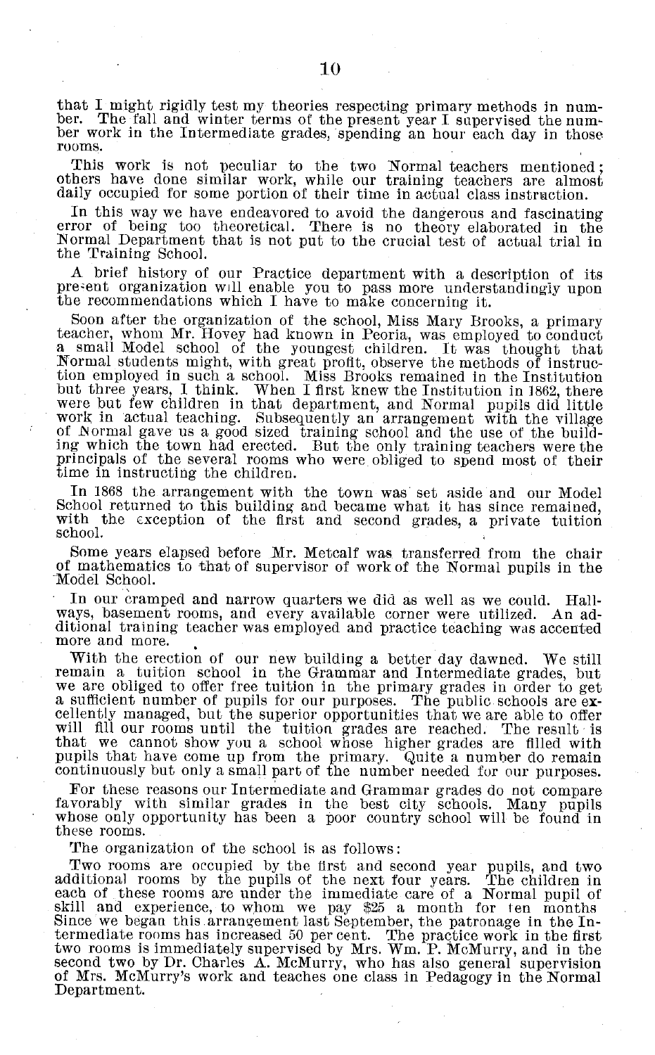that I might rigidly test my theories respecting primary methods in number. The fall and winter terms of the present year I supervised the number work in the Intermediate grades, spending an hour each day in those rooms.

This work is not peculiar to the two Normal teachers mentioned; others have done similar work, while our training teachers are almost daily occupied for some portion of their time in actual class instruction.

In this way we have endeavored to avoid the dangerous and fascinating error of being too theoretical. There is no theory elaborated in the Normal Department that is not put to the crucial test of actual trial in the Training School.

A brief history of our Practice department with a description of its present organization will enable you to pass more understandingly upon the recommendations which I have to make concerning it.

Soon after the organization of the school, Miss Mary Brooks, a primary teacher, whom Mr. Hovey had known in Peoria, was employed to conduct a small Model school of the youngest children. It was thought that Normal students might, with great profit, observe the methods of instruction employed in such a school. Miss Brooks remained in the Institution but three years, I think. When I first knew the Institution in 1862, there were but few children in that department, and Normal pupils did little work in actual teaching. Subsequently an arrangement with the village of Normal gave us a good sized training school and the use of the building which the town had erected. But the only training teachers were the principals of the several rooms who were obliged to spend most of their time in instructing the children.

In 1868 the arrangement with the town was set aside and our Model School returned to this building and became what it has since remained, with the exception of the first and second grades, a private tuition school.

Some years elapsed before Mr. Metcalf was transferred from the chair of mathematics to that of supervisor of work of the Normal pupils in the Model School.

In our cramped and narrow quarters we did as well as we could. Hallways, basement rooms, and every available corner were utilized. An additional training teacher was employed and practice teaching was accented more and more.

With the erection of our new building a better day dawned. We still remain a tuition school in the Grammar and Intermediate grades, but we are obliged to offer free tuition in the primary grades in order to get a sufficient number of pupils for our purposes. The public schools are excellently managed, but the superior opportunities that we are able to offer will fill our rooms until the tuition grades are reached. The result is that we cannot show you a school whose higher grades are filled with pupils that have come up from the primary. Quite a number do remain continuously but only a small part of the number needed for our purposes.

For these reasons our Intermediate and Grammar grades do not compare favorably with similar grades in the best city schools. Many pupils whose only opportunity has been a poor country school will be found in these rooms.

The organization of the school is as follows:

Two rooms are occupied by the first and second year pupils, and two additional rooms by the pupils of the next four years. The children in each of these rooms are under the immediate care of a Normal pupil of skill and experience, to whom we pay $25 a month for ten months. Since we began this arrangement last September, the patronage in the Intermediate rooms has increased 50 per cent. The practice work in the first two rooms is immediately supervised by Mrs. Wm. P. McMurry, and in the second two by Dr. Charles A. McMurry, who has also general supervision of Mrs. McMurry's work and teaches one class in Pedagogy in the Normal Department.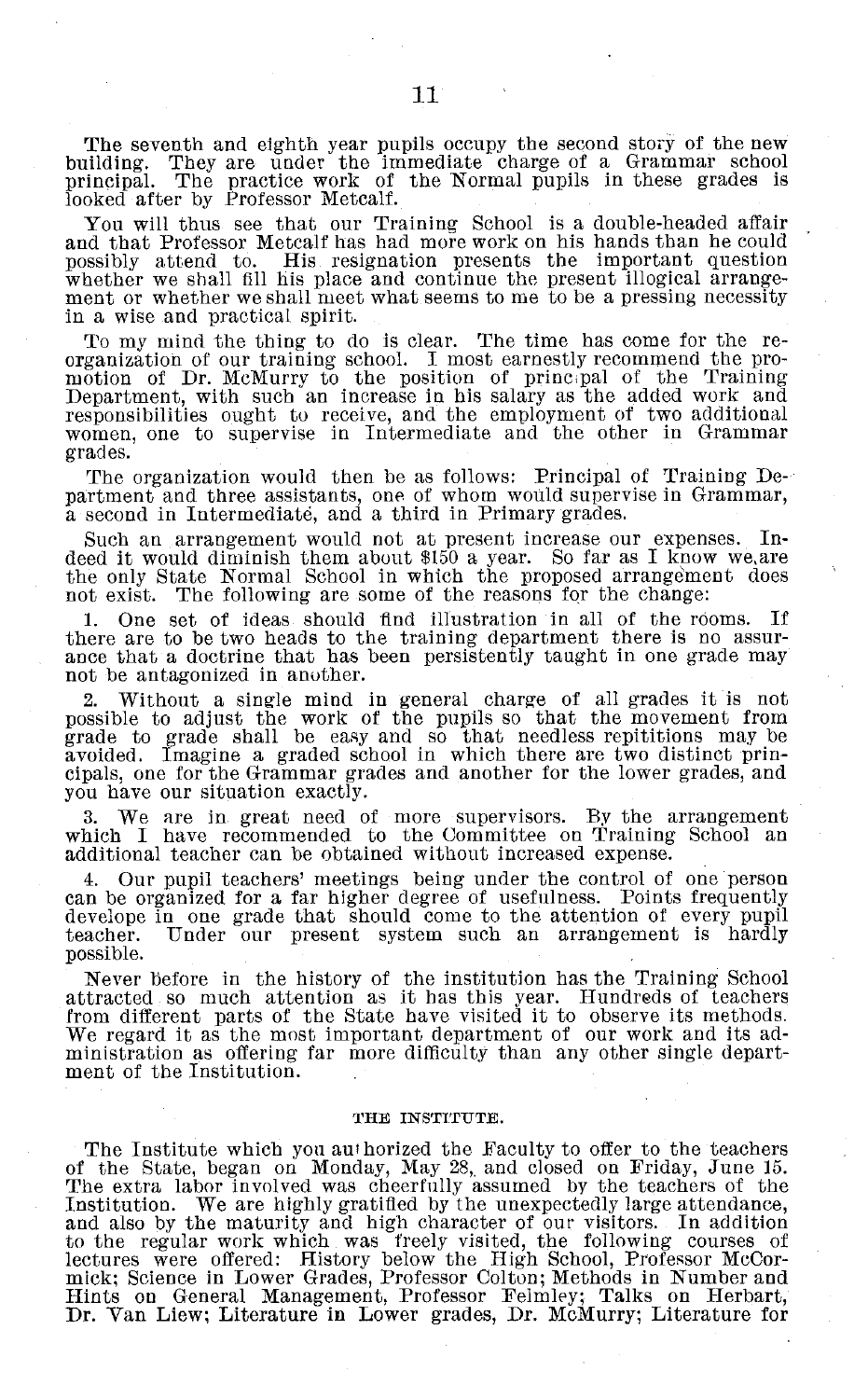The seventh and eighth year pupils occupy the second story of the new building. They are under the immediate charge of a Grammar school principal. The practice work of the Normal pupils in these grades is looked after by Professor Metcalf.

You will thus see that our Training School is a double-headed affair and that Professor Metcalf has had more work on his hands than he could possibly attend to. His resignation presents the important question whether we shall fill his place and continue the present illogical arrangement or whether we shall meet what seems to me to be a pressing necessity in a wise and practical spirit.

To my mind the thing to do is clear. The time has come for the reorganization of our training school. I most earnestly recommend the promotion of Dr. McMurry to the position of principal of the Training Department, with such an increase in his salary as the added work and responsibilities ought to receive, and the employment of two additional women, one to supervise in Intermediate and the other in Grammar grades.

The organization would then be as follows: Principal of Training Department and three assistants, one of whom would supervise in Grammar, a second in Intermediate, and a third in Primary grades.

Such an arrangement would not at present increase our expenses. Indeed it would diminish them about $150 a year. So far as I know we are the only State Normal School in which the proposed arrangement does not exist. The following are some of the reasons for the change:

1. One set of ideas should find illustration in all of the rooms. If there are to be two heads to the training department there is no assurance that a doctrine that has been persistently taught in one grade may not be antagonized in another.

2. Without a single mind in general charge of all grades it is not possible to adjust the work of the pupils so that the movement from grade to grade shall be easy and so that needless repititions may be avoided. Imagine a graded school in which there are two distinct principals, one for the Grammar grades and another for the lower grades, and you have our situation exactly.

3. We are in great need of more supervisors. By the arrangement which I have recommended to the Committee on Training School an additional teacher can be obtained without increased expense.

4. Our pupil teachers' meetings being under the control of one person can be organized for a far higher degree of usefulness. Points frequently develope in one grade that should come to the attention of every pupil teacher. Under our present system such an arrangement is hardly possible.

Never before in the history of the institution has the Training School attracted so much attention as it has this year. Hundreds of teachers from different parts of the State have visited it to observe its methods. We regard it as the most important department of our work and its administration as offering far more difficulty than any other single department of the Institution.

## THE INSTITUTE.

The Institute which you authorized the Faculty to offer to the teachers of the State, began on Monday, May 28, and closed on Friday, June 15. The extra labor involved was cheerfully assumed by the teachers of the Institution. We are highly gratified by the unexpectedly large attendance, and also by the maturity and high character of our visitors. In addition to the regular work which was freely visited, the following courses of lectures were offered: History below the High School, Professor McCormick; Science in Lower Grades, Professor Colton; Methods in Number and Hints on General Management, Professor Felmley; Talks on Herbart, Dr. Van Liew; Literature in Lower grades, Dr. McMurry; Literature for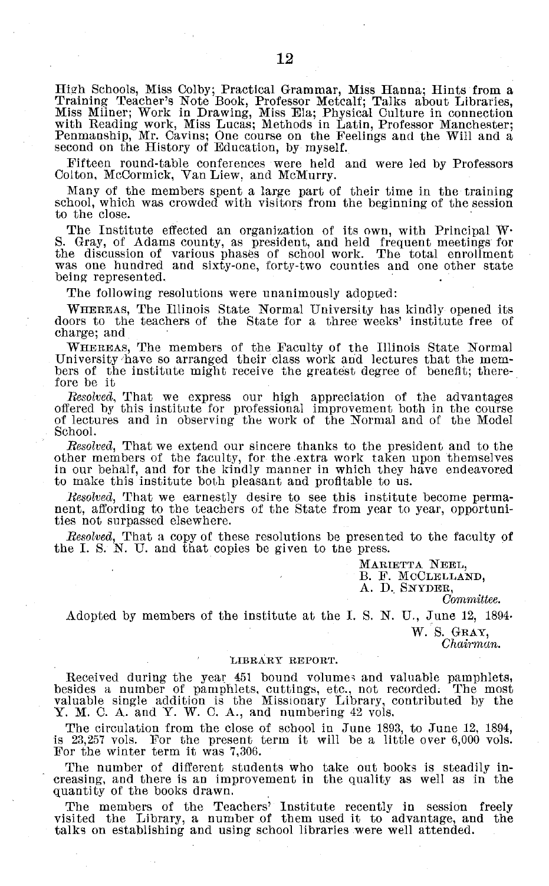High Schools, Miss Colby; Practical Grammar, Miss Hanna; Hints from a Training Teacher's Note Book, Professor Metcalf; Talks about Libraries, Miss Milner; Work in Drawing, Miss Ela; Physical Culture in connection with Reading work, Miss Lucas; Methods in Latin, Professor Manchester; Penmanship, Mr. Cavins; One course on the Feelings and the Will and a second on the History of Education, by myself.

Fifteen round-table conferences were held and were led by Professors Colton, McCormick, Van Liew, and McMurry.

Many of the members spent a large part of their time in the training school, which was crowded with visitors from the beginning of the session to the close.

The Institute effected an organization of its own, with Principal W. S. Gray, of Adams county, as president, and held frequent meetings for the discussion of various phases of school work. The total enrollment was one hundred and sixty-one, forty-two counties and one other state being represented.

The following resolutions were unanimously adopted:

WHEREAS, The Illinois State Normal University has kindly opened its doors to the teachers of the State for a three weeks' institute free of charge; and

WHEREAS, The members of the Faculty of the Illinois State Normal University have so arranged their class work and lectures that the members of the institute might receive the greatest degree of benefit; therefore be it

*Resolved*, That we express our high appreciation of the advantages offered by this institute for professional improvement both in the course of lectures and in observing the work of the Normal and of the Model School.

*Resolved*, That we extend our sincere thanks to the president and to the other members of the faculty, for the extra work taken upon themselves in our behalf, and for the kindly manner in which they have endeavored to make this institute both pleasant and profitable to us.

*Resolved*, That we earnestly desire to see this institute become permanent, affording to the teachers of the State from year to year, opportunities not surpassed elsewhere.

*Resolved*, That a copy of these resolutions be presented to the faculty of the I. S. N. U. and that copies be given to the press.

MARIETTA NEEL,  
B. F. MCCLELLAND,  
A. D. SNYDER,  
*Committee.*

Adopted by members of the institute at the I. S. N. U., June 12, 1894.

W. S. GRAY,  
*Chairman.*

## LIBRARY REPORT.

Received during the year 451 bound volumes and valuable pamphlets, besides a number of pamphlets, cuttings, etc., not recorded. The most valuable single addition is the Missionary Library, contributed by the Y. M. C. A. and Y. W. C. A., and numbering 42 vols.

The circulation from the close of school in June 1893, to June 12, 1894, is 23,257 vols. For the present term it will be a little over 6,000 vols. For the winter term it was 7,306.

The number of different students who take out books is steadily increasing, and there is an improvement in the quality as well as in the quantity of the books drawn.

The members of the Teachers' Institute recently in session freely visited the Library, a number of them used it to advantage, and the talks on establishing and using school libraries were well attended.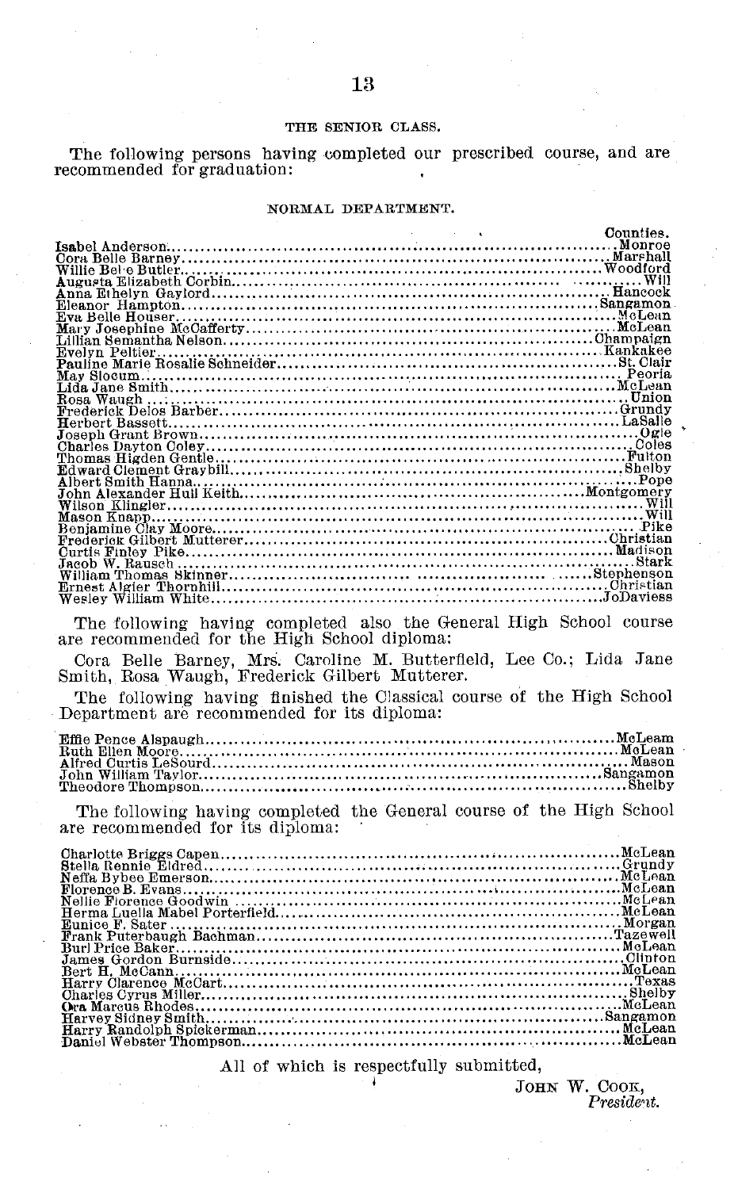### THE SENIOR CLASS.

The following persons having completed our prescribed course, and are recommended for graduation:

#### NORMAL DEPARTMENT.

| | Counties. |
|---|---|
| Isabel Anderson | Monroe |
| Cora Belle Barney | Marshall |
| Willie Belle Butler | Woodford |
| Augusta Elizabeth Corbin | Will |
| Anna Ethelyn Gaylord | Hancock |
| Eleanor Hampton | Sangamon |
| Eva Belle Houser | McLean |
| Mary Josephine McCafferty | McLean |
| Lillian Semantha Nelson | Champaign |
| Evelyn Peltier | Kankakee |
| Pauline Marie Rosalie Schneider | St. Clair |
| May Slocum | Peoria |
| Lida Jane Smith | McLean |
| Rosa Waugh | Union |
| Frederick Delos Barber | Grundy |
| Herbert Bassett | LaSalle |
| Joseph Grant Brown | Ogle |
| Charles Dayton Coley | Coles |
| Thomas Higden Gentle | Fulton |
| Edward Clement Graybill | Shelby |
| Albert Smith Hanna | Pope |
| John Alexander Hull Keith | Montgomery |
| Wilson Klingler | Will |
| Mason Knapp | Will |
| Benjamine Clay Moore | Pike |
| Frederick Gilbert Mutterer | Christian |
| Curtis Finley Pike | Madison |
| Jacob W. Rausch | Stark |
| William Thomas Skinner | Stephenson |
| Ernest Algier Thornhill | Christian |
| Wesley William White | JoDaviess |

The following having completed also the General High School course are recommended for the High School diploma:

Cora Belle Barney, Mrs. Caroline M. Butterfield, Lee Co.; Lida Jane Smith, Rosa Waugh, Frederick Gilbert Mutterer.

The following having finished the Classical course of the High School Department are recommended for its diploma:

| | |
|---|---|
| Effie Pence Alspaugh | McLeam |
| Ruth Ellen Moore | McLean |
| Alfred Curtis LeSourd | Mason |
| John William Taylor | Sangamon |
| Theodore Thompson | Shelby |

The following having completed the General course of the High School are recommended for its diploma:

| | |
|---|---|
| Charlotte Briggs Capen | McLean |
| Stella Rennie Eldred | Grundy |
| Neffa Bybee Emerson | McLean |
| Florence B. Evans | McLean |
| Nellie Florence Goodwin | McLean |
| Herma Luella Mabel Porterfield | McLean |
| Eunice F. Sater | Morgan |
| Frank Puterbaugh Bachman | Tazewell |
| Burl Price Baker | McLean |
| James Gordon Burnside | Clinton |
| Bert H. McCann | McLean |
| Harry Clarence McCart | Texas |
| Charles Cyrus Miller | Shelby |
| Ora Marcus Rhodes | McLean |
| Harvey Sidney Smith | Sangamon |
| Harry Randolph Spickerman | McLean |
| Daniel Webster Thompson | McLean |

All of which is respectfully submitted,

JOHN W. COOK,
*President.*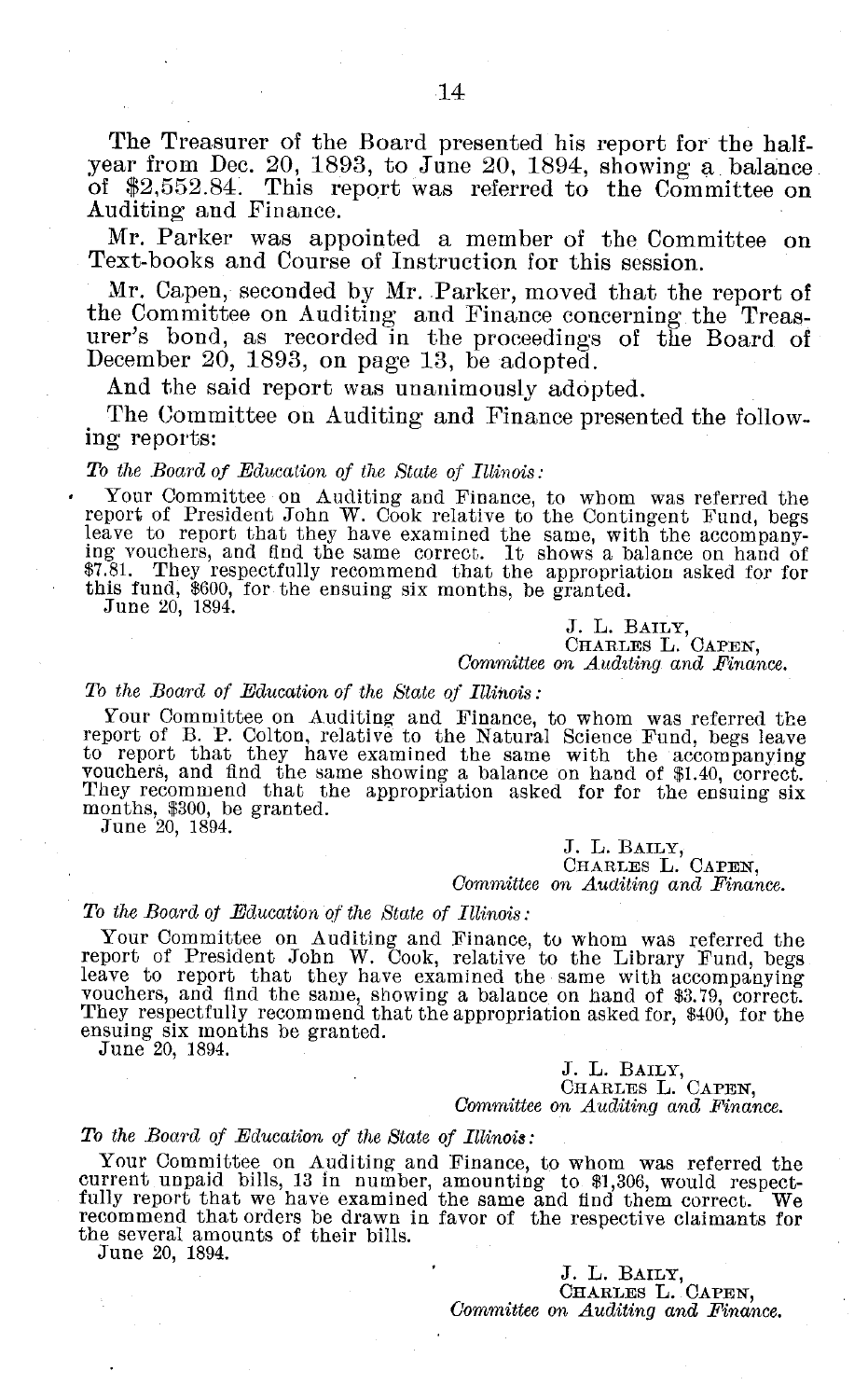The Treasurer of the Board presented his report for the half-year from Dec. 20, 1893, to June 20, 1894, showing a balance of $2,552.84. This report was referred to the Committee on Auditing and Finance.

Mr. Parker was appointed a member of the Committee on Text-books and Course of Instruction for this session.

Mr. Capen, seconded by Mr. Parker, moved that the report of the Committee on Auditing and Finance concerning the Treasurer's bond, as recorded in the proceedings of the Board of December 20, 1893, on page 13, be adopted.

And the said report was unanimously adopted.

The Committee on Auditing and Finance presented the following reports:

*To the Board of Education of the State of Illinois:*

Your Committee on Auditing and Finance, to whom was referred the report of President John W. Cook relative to the Contingent Fund, begs leave to report that they have examined the same, with the accompanying vouchers, and find the same correct. It shows a balance on hand of $7.81. They respectfully recommend that the appropriation asked for for this fund, $600, for the ensuing six months, be granted.

June 20, 1894.

J. L. BAILY,
CHARLES L. CAPEN,
*Committee on Auditing and Finance.*

*To the Board of Education of the State of Illinois:*

Your Committee on Auditing and Finance, to whom was referred the report of B. P. Colton, relative to the Natural Science Fund, begs leave to report that they have examined the same with the accompanying vouchers, and find the same showing a balance on hand of $1.40, correct. They recommend that the appropriation asked for for the ensuing six months, $300, be granted.

June 20, 1894.

J. L. BAILY,
CHARLES L. CAPEN,
*Committee on Auditing and Finance.*

*To the Board of Education of the State of Illinois:*

Your Committee on Auditing and Finance, to whom was referred the report of President John W. Cook, relative to the Library Fund, begs leave to report that they have examined the same with accompanying vouchers, and find the same, showing a balance on hand of $3.79, correct. They respectfully recommend that the appropriation asked for, $400, for the ensuing six months be granted.

June 20, 1894.

J. L. BAILY,
CHARLES L. CAPEN,
*Committee on Auditing and Finance.*

*To the Board of Education of the State of Illinois:*

Your Committee on Auditing and Finance, to whom was referred the current unpaid bills, 13 in number, amounting to $1,306, would respectfully report that we have examined the same and find them correct. We recommend that orders be drawn in favor of the respective claimants for the several amounts of their bills.

June 20, 1894.

J. L. BAILY,
CHARLES L. CAPEN,
*Committee on Auditing and Finance.*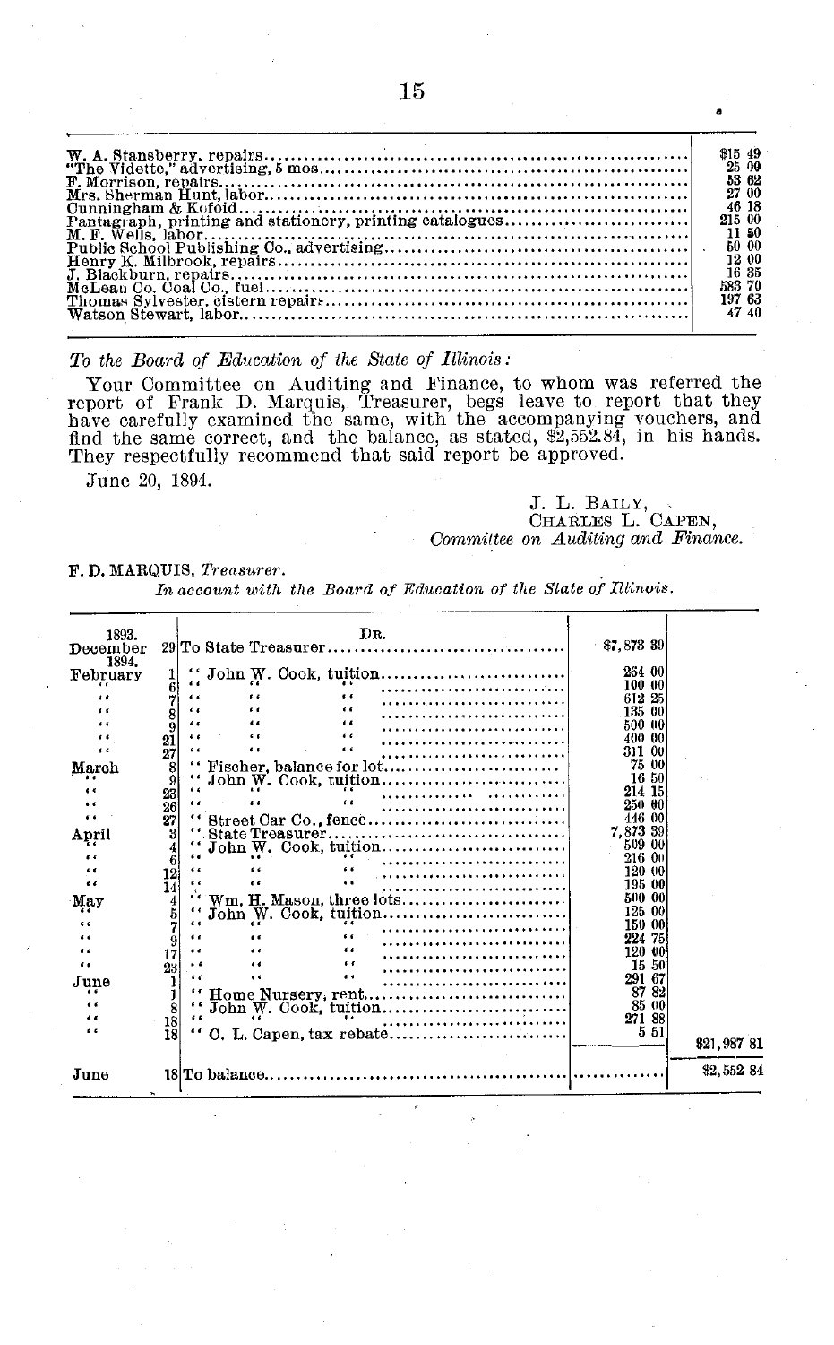| | |
|---|---|
| W. A. Stansberry, repairs | $15 49 |
| "The Vidette," advertising, 5 mos | 25 00 |
| F. Morrison, repairs | 53 62 |
| Mrs. Sherman Hunt, labor | 27 00 |
| Cunningham & Kofoid | 46 18 |
| Pantagraph, printing and stationery, printing catalogues | 215 00 |
| M. F. Wells, labor | 11 50 |
| Public School Publishing Co., advertising | 50 00 |
| Henry K. Milbrook, repairs | 12 00 |
| J. Blackburn, repairs | 16 35 |
| McLean Co. Coal Co., fuel | 583 70 |
| Thomas Sylvester, cistern repairs | 197 63 |
| Watson Stewart, labor | 47 40 |

*To the Board of Education of the State of Illinois:*

Your Committee on Auditing and Finance, to whom was referred the report of Frank D. Marquis, Treasurer, begs leave to report that they have carefully examined the same, with the accompanying vouchers, and find the same correct, and the balance, as stated, $2,552.84, in his hands. They respectfully recommend that said report be approved.

June 20, 1894.

J. L. BAILY,
CHARLES L. CAPEN,
*Committee on Auditing and Finance.*

F. D. MARQUIS, *Treasurer.*

*In account with the Board of Education of the State of Illinois.*

| 1893. | | DR. | | |
|---|---|---|---|---|
| December | 29 | To State Treasurer | $7,873 39 | |
| 1894. | | | | |
| February | 1 | " John W. Cook, tuition | 264 00 | |
| " | 6 | " " " | 100 00 | |
| " | 7 | " " " | 612 25 | |
| " | 8 | " " " | 135 00 | |
| " | 9 | " " " | 500 00 | |
| " | 21 | " " " | 400 00 | |
| " | 27 | " " " | 311 00 | |
| March | 8 | " Fischer, balance for lot | 75 00 | |
| " | 9 | " John W. Cook, tuition | 16 50 | |
| " | 23 | " " " | 214 15 | |
| " | 26 | " " " | 250 00 | |
| " | 27 | " Street Car Co., fence | 446 00 | |
| April | 3 | " State Treasurer | 7,873 39 | |
| " | 4 | " John W. Cook, tuition | 509 00 | |
| " | 6 | " " " | 216 00 | |
| " | 12 | " " " | 120 00 | |
| " | 14 | " " " | 195 00 | |
| May | 4 | " Wm. H. Mason, three lots | 500 00 | |
| " | 5 | " John W. Cook, tuition | 125 00 | |
| " | 7 | " " " | 150 00 | |
| " | 9 | " " " | 224 75 | |
| " | 17 | " " " | 120 00 | |
| " | 23 | " " " | 15 50 | |
| June | 1 | " " " | 291 67 | |
| " | 1 | " Home Nursery, rent | 87 82 | |
| " | 8 | " John W. Cook, tuition | 85 00 | |
| " | 18 | " " " | 271 88 | |
| " | 18 | " C. L. Capen, tax rebate | 5 51 | |
| | | | | $21,987 81 |
| June | 18 | To balance | | $2,552 84 |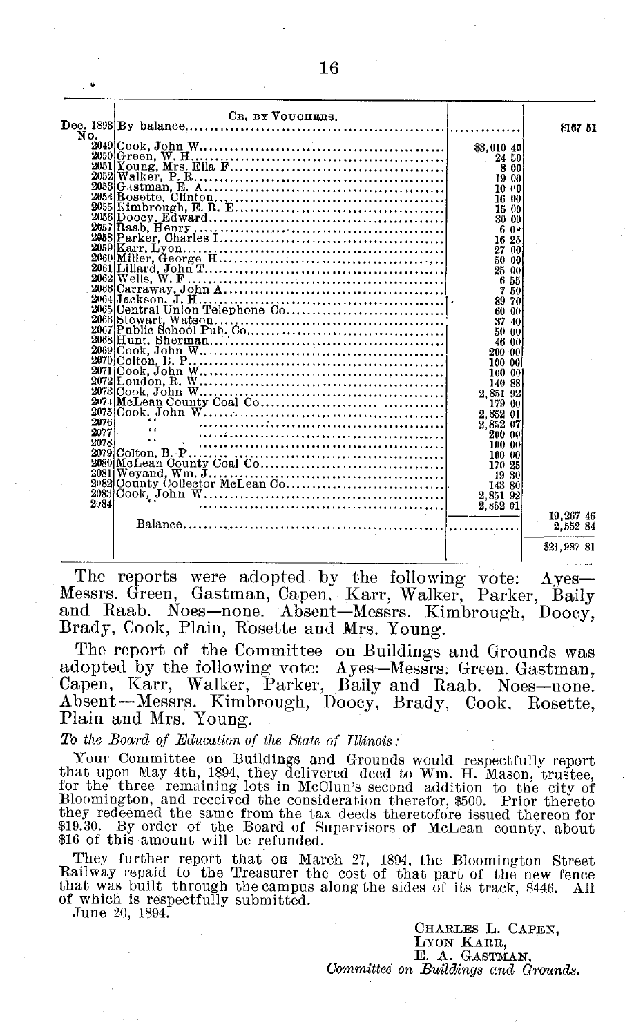| Date / No. | Cr. by Vouchers. | | |
|---|---|---|---|
| Dec. 1893 | By balance | | $167 51 |
| No. | | | |
| 2049 | Cook, John W | $3,010 40 | |
| 2050 | Green, W. H | 24 50 | |
| 2051 | Young, Mrs. Ella F | 8 00 | |
| 2052 | Walker, P. R | 19 00 | |
| 2053 | Gastman, E. A | 10 00 | |
| 2054 | Rosette, Clinton | 16 00 | |
| 2055 | Kimbrough, E. R. E | 15 00 | |
| 2056 | Doocy, Edward | 30 00 | |
| 2057 | Raab, Henry | 6 00 | |
| 2058 | Parker, Charles I | 16 25 | |
| 2059 | Karr, Lyon | 27 00 | |
| 2060 | Miller, George H | 50 00 | |
| 2061 | Lillard, John T | 25 00 | |
| 2062 | Wells, W. F | 6 55 | |
| 2063 | Carraway, John A | 7 50 | |
| 2064 | Jackson, J. H | 89 70 | |
| 2065 | Central Union Telephone Co | 60 00 | |
| 2066 | Stewart, Watson | 37 40 | |
| 2067 | Public School Pub. Co | 50 00 | |
| 2068 | Hunt, Sherman | 46 00 | |
| 2069 | Cook, John W | 200 00 | |
| 2070 | Colton, B. P | 100 00 | |
| 2071 | Cook, John W | 100 00 | |
| 2072 | Loudon, R. W | 140 88 | |
| 2073 | Cook, John W | 2,851 92 | |
| 2074 | McLean County Coal Co | 179 00 | |
| 2075 | Cook, John W | 2,852 01 | |
| 2076 | " | 2,852 07 | |
| 2077 | " | 200 00 | |
| 2078 | " | 100 00 | |
| 2079 | Colton, B. P | 100 00 | |
| 2080 | McLean County Coal Co | 170 25 | |
| 2081 | Weyand, Wm. J | 19 30 | |
| 2082 | County Collector McLean Co | 143 80 | |
| 2083 | Cook, John W | 2,851 92 | |
| 2084 | " | 2,852 01 | |
| | | | 19,267 46 |
| | Balance | | 2,552 84 |
| | | | $21,987 81 |

The reports were adopted by the following vote: Ayes—Messrs. Green, Gastman, Capen, Karr, Walker, Parker, Baily and Raab. Noes—none. Absent—Messrs. Kimbrough, Doocy, Brady, Cook, Plain, Rosette and Mrs. Young.

The report of the Committee on Buildings and Grounds was adopted by the following vote: Ayes—Messrs. Green, Gastman, Capen, Karr, Walker, Parker, Baily and Raab. Noes—none. Absent—Messrs. Kimbrough, Doocy, Brady, Cook, Rosette, Plain and Mrs. Young.

*To the Board of Education of the State of Illinois:*

Your Committee on Buildings and Grounds would respectfully report that upon May 4th, 1894, they delivered deed to Wm. H. Mason, trustee, for the three remaining lots in McClun's second addition to the city of Bloomington, and received the consideration therefor, $500. Prior thereto they redeemed the same from the tax deeds theretofore issued thereon for $19.30. By order of the Board of Supervisors of McLean county, about $16 of this amount will be refunded.

They further report that on March 27, 1894, the Bloomington Street Railway repaid to the Treasurer the cost of that part of the new fence that was built through the campus along the sides of its track, $446. All of which is respectfully submitted.

June 20, 1894.

CHARLES L. CAPEN,
LYON KARR,
E. A. GASTMAN,
*Committee on Buildings and Grounds.*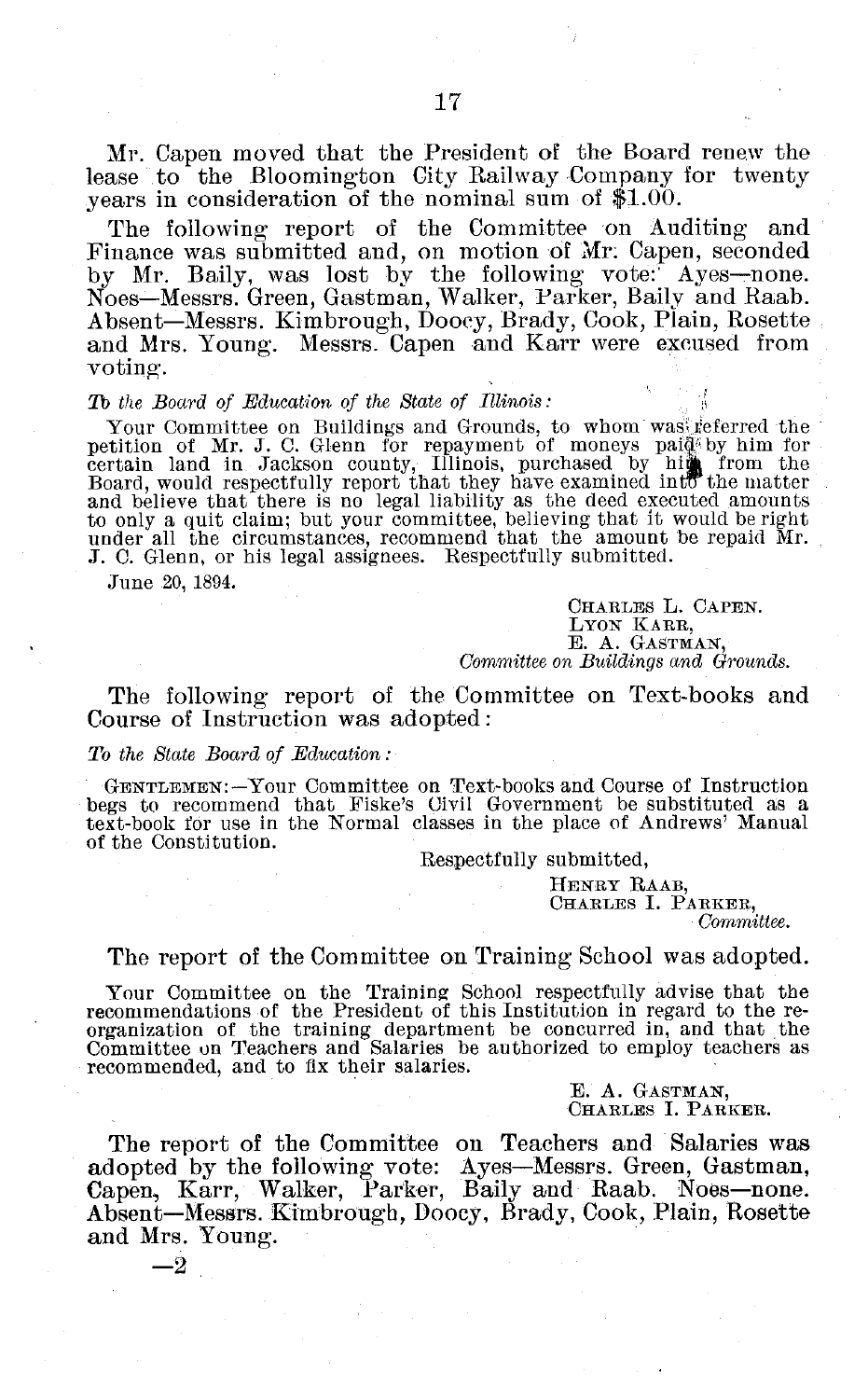Mr. Capen moved that the President of the Board renew the lease to the Bloomington City Railway Company for twenty years in consideration of the nominal sum of $1.00.

The following report of the Committee on Auditing and Finance was submitted and, on motion of Mr. Capen, seconded by Mr. Baily, was lost by the following vote: Ayes—none. Noes—Messrs. Green, Gastman, Walker, Parker, Baily and Raab. Absent—Messrs. Kimbrough, Doocy, Brady, Cook, Plain, Rosette and Mrs. Young. Messrs. Capen and Karr were excused from voting.

*To the Board of Education of the State of Illinois:*

Your Committee on Buildings and Grounds, to whom was referred the petition of Mr. J. C. Glenn for repayment of moneys paid by him for certain land in Jackson county, Illinois, purchased by him from the Board, would respectfully report that they have examined into the matter and believe that there is no legal liability as the deed executed amounts to only a quit claim; but your committee, believing that it would be right under all the circumstances, recommend that the amount be repaid Mr. J. C. Glenn, or his legal assignees. Respectfully submitted.

June 20, 1894.

CHARLES L. CAPEN.
LYON KARR,
E. A. GASTMAN,
*Committee on Buildings and Grounds.*

The following report of the Committee on Text-books and Course of Instruction was adopted:

*To the State Board of Education:*

GENTLEMEN:—Your Committee on Text-books and Course of Instruction begs to recommend that Fiske's Civil Government be substituted as a text-book for use in the Normal classes in the place of Andrews' Manual of the Constitution.

Respectfully submitted,

HENRY RAAB,
CHARLES I. PARKER,
*Committee.*

The report of the Committee on Training School was adopted.

Your Committee on the Training School respectfully advise that the recommendations of the President of this Institution in regard to the reorganization of the training department be concurred in, and that the Committee on Teachers and Salaries be authorized to employ teachers as recommended, and to fix their salaries.

E. A. GASTMAN,
CHARLES I. PARKER.

The report of the Committee on Teachers and Salaries was adopted by the following vote: Ayes—Messrs. Green, Gastman, Capen, Karr, Walker, Parker, Baily and Raab. Noes—none. Absent—Messrs. Kimbrough, Doocy, Brady, Cook, Plain, Rosette and Mrs. Young.

—2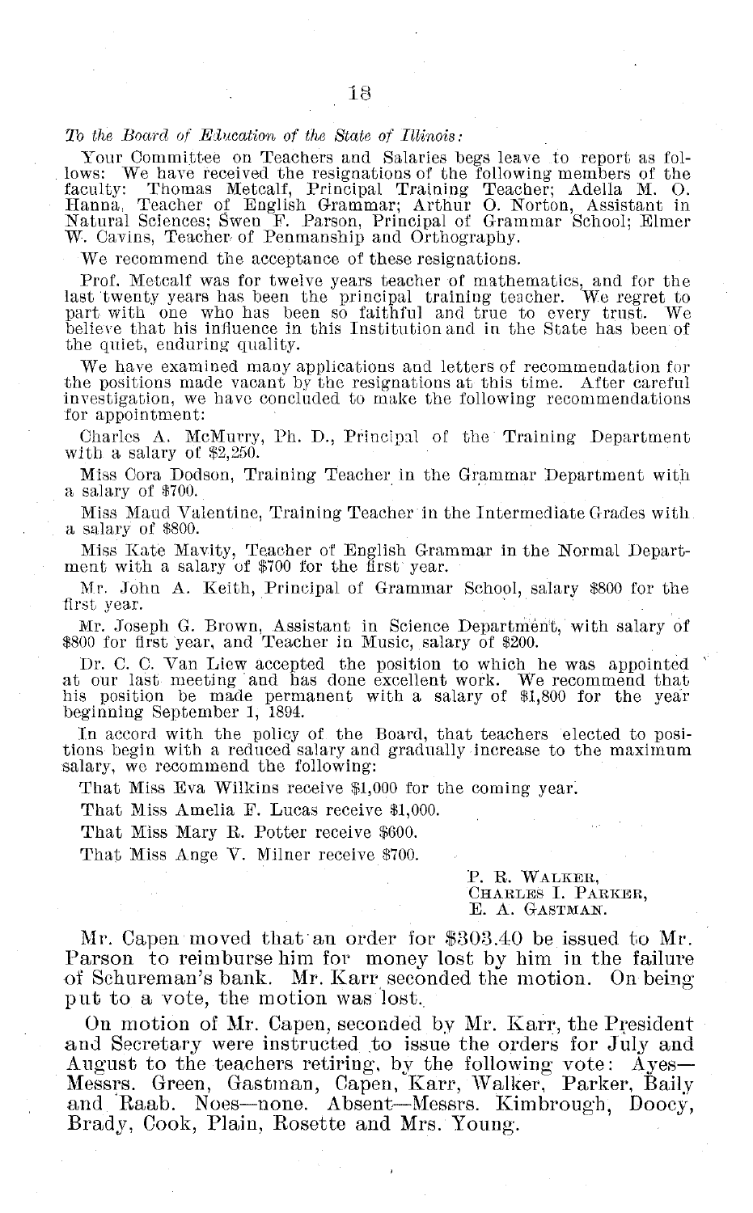*To the Board of Education of the State of Illinois:*

Your Committee on Teachers and Salaries begs leave to report as follows: We have received the resignations of the following members of the faculty: Thomas Metcalf, Principal Training Teacher; Adella M. O. Hanna, Teacher of English Grammar; Arthur O. Norton, Assistant in Natural Sciences; Swen F. Parson, Principal of Grammar School; Elmer W. Cavins, Teacher of Penmanship and Orthography.

We recommend the acceptance of these resignations.

Prof. Metcalf was for twelve years teacher of mathematics, and for the last twenty years has been the principal training teacher. We regret to part with one who has been so faithful and true to every trust. We believe that his influence in this Institution and in the State has been of the quiet, enduring quality.

We have examined many applications and letters of recommendation for the positions made vacant by the resignations at this time. After careful investigation, we have concluded to make the following recommendations for appointment:

Charles A. McMurry, Ph. D., Principal of the Training Department with a salary of $2,250.

Miss Cora Dodson, Training Teacher in the Grammar Department with a salary of $700.

Miss Maud Valentine, Training Teacher in the Intermediate Grades with a salary of $800.

Miss Kate Mavity, Teacher of English Grammar in the Normal Department with a salary of $700 for the first year.

Mr. John A. Keith, Principal of Grammar School, salary $800 for the first year.

Mr. Joseph G. Brown, Assistant in Science Department, with salary of $800 for first year, and Teacher in Music, salary of $200.

Dr. C. C. Van Liew accepted the position to which he was appointed at our last meeting and has done excellent work. We recommend that his position be made permanent with a salary of $1,800 for the year beginning September 1, 1894.

In accord with the policy of the Board, that teachers elected to positions begin with a reduced salary and gradually increase to the maximum salary, we recommend the following:

That Miss Eva Wilkins receive $1,000 for the coming year.

That Miss Amelia F. Lucas receive $1,000.

That Miss Mary R. Potter receive $600.

That Miss Ange V. Milner receive $700.

P. R. WALKER,
CHARLES I. PARKER,
E. A. GASTMAN.

Mr. Capen moved that an order for $303.40 be issued to Mr. Parson to reimburse him for money lost by him in the failure of Schureman's bank. Mr. Karr seconded the motion. On being put to a vote, the motion was lost.

On motion of Mr. Capen, seconded by Mr. Karr, the President and Secretary were instructed to issue the orders for July and August to the teachers retiring, by the following vote: Ayes—Messrs. Green, Gastman, Capen, Karr, Walker, Parker, Baily and Raab. Noes—none. Absent—Messrs. Kimbrough, Doocy, Brady, Cook, Plain, Rosette and Mrs. Young.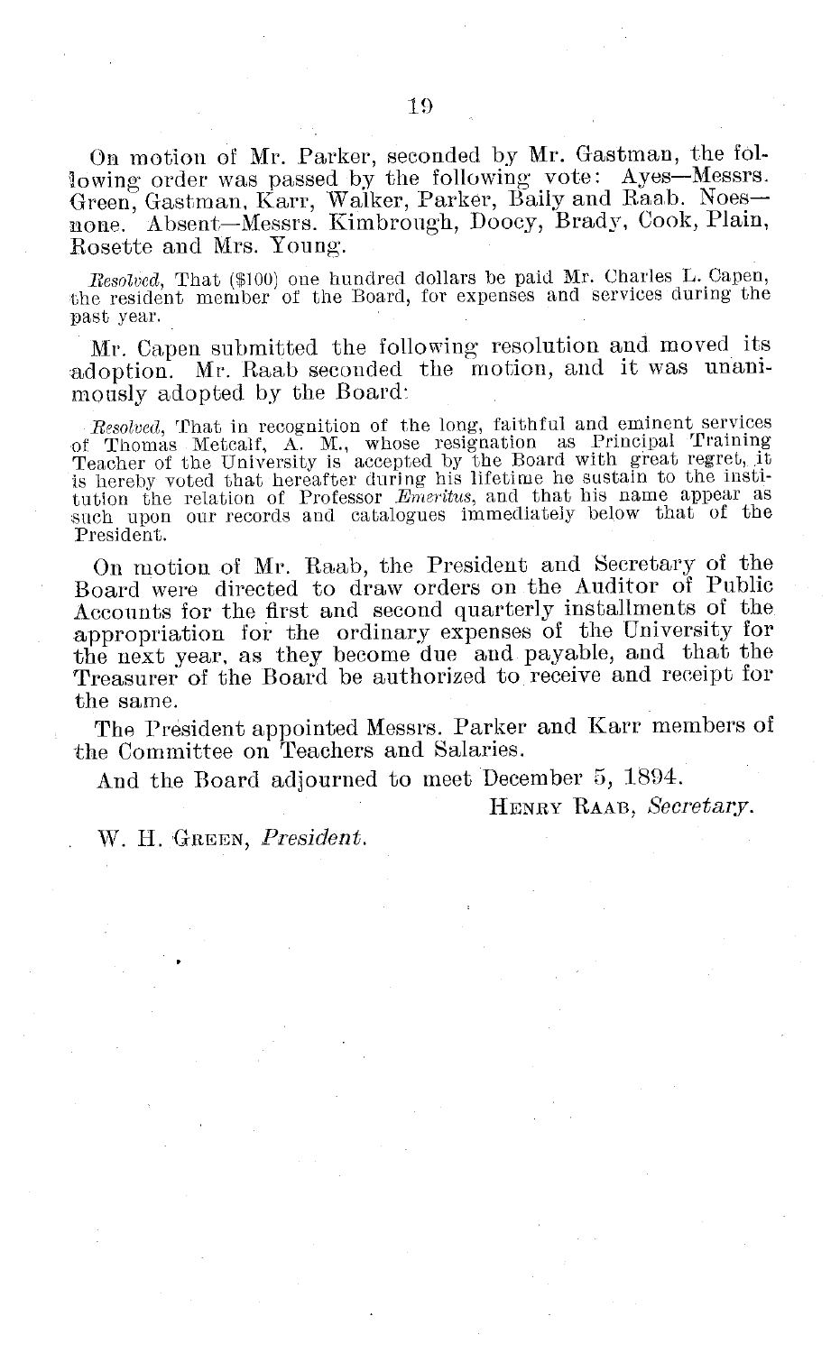On motion of Mr. Parker, seconded by Mr. Gastman, the following order was passed by the following vote: Ayes—Messrs. Green, Gastman, Karr, Walker, Parker, Baily and Raab. Noes—none. Absent—Messrs. Kimbrough, Doocy, Brady, Cook, Plain, Rosette and Mrs. Young.

*Resolved*, That ($100) one hundred dollars be paid Mr. Charles L. Capen, the resident member of the Board, for expenses and services during the past year.

Mr. Capen submitted the following resolution and moved its adoption. Mr. Raab seconded the motion, and it was unanimously adopted by the Board:

*Resolved*, That in recognition of the long, faithful and eminent services of Thomas Metcalf, A. M., whose resignation as Principal Training Teacher of the University is accepted by the Board with great regret, it is hereby voted that hereafter during his lifetime he sustain to the institution the relation of Professor *Emeritus*, and that his name appear as such upon our records and catalogues immediately below that of the President.

On motion of Mr. Raab, the President and Secretary of the Board were directed to draw orders on the Auditor of Public Accounts for the first and second quarterly installments of the appropriation for the ordinary expenses of the University for the next year, as they become due and payable, and that the Treasurer of the Board be authorized to receive and receipt for the same.

The President appointed Messrs. Parker and Karr members of the Committee on Teachers and Salaries.

And the Board adjourned to meet December 5, 1894.

HENRY RAAB, *Secretary*.

W. H. GREEN, *President*.